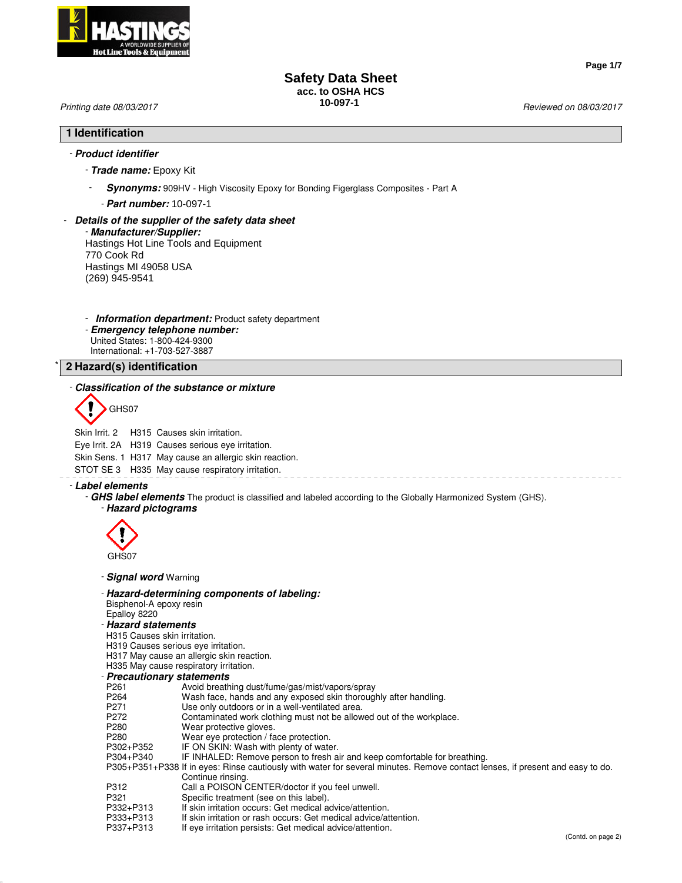# Safety Data Sheet

acc. to OSHA HCS

10-097-1

Printing date 08/03/2017 — Reviewed on 08/03/2017

## 1 Identification

- ***Product identifier***
  - ***Trade name:*** Epoxy Kit
    - ***Synonyms:*** 909HV - High Viscosity Epoxy for Bonding Figerglass Composites - Part A
    - ***Part number:*** 10-097-1
- ***Details of the supplier of the safety data sheet***
  - ***Manufacturer/Supplier:***
    Hastings Hot Line Tools and Equipment
    770 Cook Rd
    Hastings MI 49058 USA
    (269) 945-9541
  - ***Information department:*** Product safety department
  - ***Emergency telephone number:***
    United States: 1-800-424-9300
    International: +1-703-527-3887

## 2 Hazard(s) identification

- ***Classification of the substance or mixture***

GHS07

Skin Irrit. 2  H315 Causes skin irritation.
Eye Irrit. 2A  H319 Causes serious eye irritation.
Skin Sens. 1  H317 May cause an allergic skin reaction.
STOT SE 3  H335 May cause respiratory irritation.

- ***Label elements***
  - ***GHS label elements*** The product is classified and labeled according to the Globally Harmonized System (GHS).
    - ***Hazard pictograms***

      GHS07

    - ***Signal word*** Warning
    - ***Hazard-determining components of labeling:***
      Bisphenol-A epoxy resin
      Epalloy 8220
    - ***Hazard statements***
      H315 Causes skin irritation.
      H319 Causes serious eye irritation.
      H317 May cause an allergic skin reaction.
      H335 May cause respiratory irritation.
    - ***Precautionary statements***

| | |
|---|---|
| P261 | Avoid breathing dust/fume/gas/mist/vapors/spray |
| P264 | Wash face, hands and any exposed skin thoroughly after handling. |
| P271 | Use only outdoors or in a well-ventilated area. |
| P272 | Contaminated work clothing must not be allowed out of the workplace. |
| P280 | Wear protective gloves. |
| P280 | Wear eye protection / face protection. |
| P302+P352 | IF ON SKIN: Wash with plenty of water. |
| P304+P340 | IF INHALED: Remove person to fresh air and keep comfortable for breathing. |
| P305+P351+P338 | If in eyes: Rinse cautiously with water for several minutes. Remove contact lenses, if present and easy to do. Continue rinsing. |
| P312 | Call a POISON CENTER/doctor if you feel unwell. |
| P321 | Specific treatment (see on this label). |
| P332+P313 | If skin irritation occurs: Get medical advice/attention. |
| P333+P313 | If skin irritation or rash occurs: Get medical advice/attention. |
| P337+P313 | If eye irritation persists: Get medical advice/attention. |

(Contd. on page 2)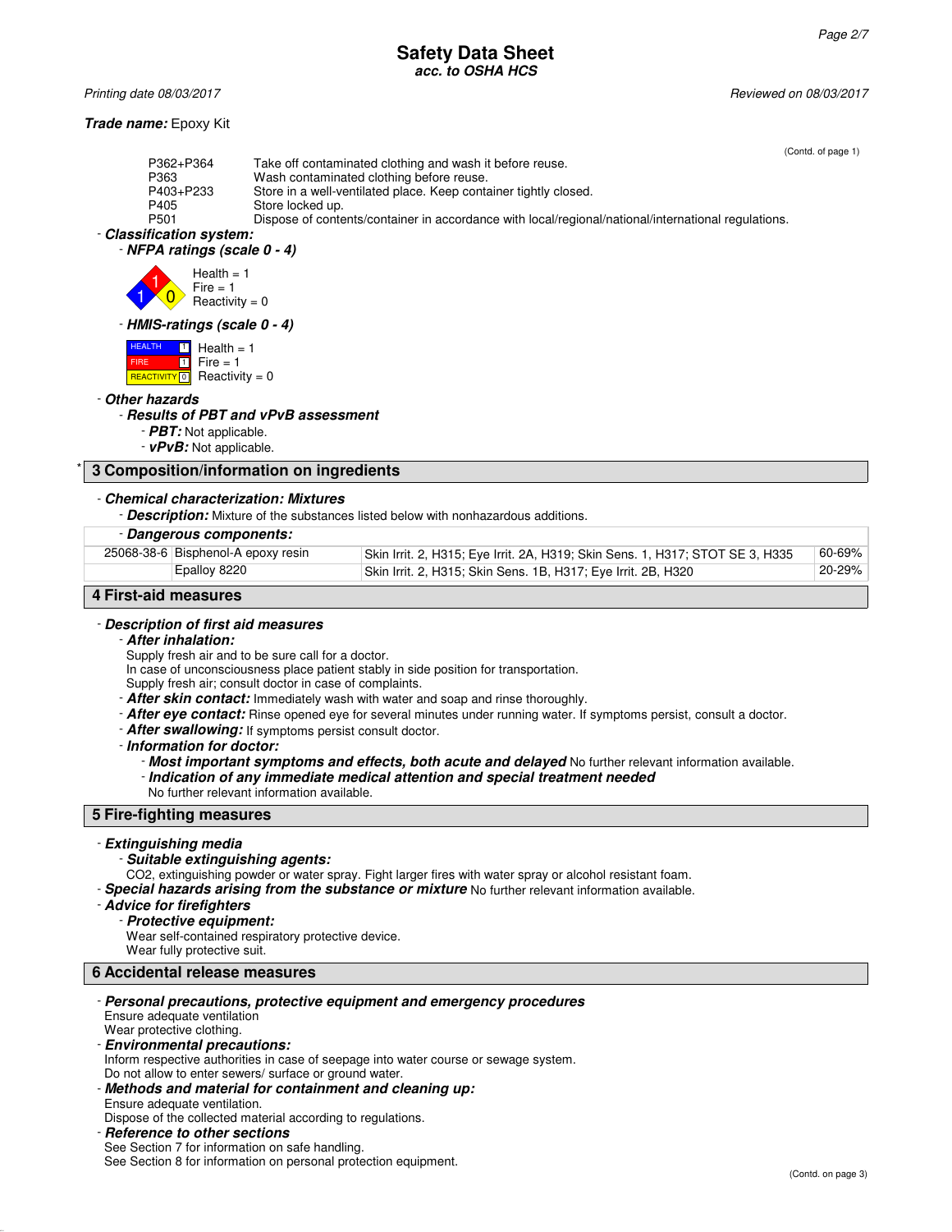Safety Data Sheet
acc. to OSHA HCS

Printing date 08/03/2017 Reviewed on 08/03/2017

**Trade name:** Epoxy Kit

(Contd. of page 1)

| | |
|---|---|
| P362+P364 | Take off contaminated clothing and wash it before reuse. |
| P363 | Wash contaminated clothing before reuse. |
| P403+P233 | Store in a well-ventilated place. Keep container tightly closed. |
| P405 | Store locked up. |
| P501 | Dispose of contents/container in accordance with local/regional/national/international regulations. |

- ***Classification system:***
  - ***NFPA ratings (scale 0 - 4)***

    Health = 1
    Fire = 1
    Reactivity = 0

  - ***HMIS-ratings (scale 0 - 4)***

    HEALTH 1 Health = 1
    FIRE 1 Fire = 1
    REACTIVITY 0 Reactivity = 0

- ***Other hazards***
  - ***Results of PBT and vPvB assessment***
    - ***PBT:*** Not applicable.
    - ***vPvB:*** Not applicable.

## 3 Composition/information on ingredients

- ***Chemical characterization: Mixtures***
  - ***Description:*** Mixture of the substances listed below with nonhazardous additions.

- ***Dangerous components:***

| | | | |
|---|---|---|---|
| 25068-38-6 | Bisphenol-A epoxy resin | Skin Irrit. 2, H315; Eye Irrit. 2A, H319; Skin Sens. 1, H317; STOT SE 3, H335 | 60-69% |
| | Epalloy 8220 | Skin Irrit. 2, H315; Skin Sens. 1B, H317; Eye Irrit. 2B, H320 | 20-29% |

## 4 First-aid measures

- ***Description of first aid measures***
  - ***After inhalation:***
    Supply fresh air and to be sure call for a doctor.
    In case of unconsciousness place patient stably in side position for transportation.
    Supply fresh air; consult doctor in case of complaints.
  - ***After skin contact:*** Immediately wash with water and soap and rinse thoroughly.
  - ***After eye contact:*** Rinse opened eye for several minutes under running water. If symptoms persist, consult a doctor.
  - ***After swallowing:*** If symptoms persist consult doctor.
  - ***Information for doctor:***
    - ***Most important symptoms and effects, both acute and delayed*** No further relevant information available.
    - ***Indication of any immediate medical attention and special treatment needed***
      No further relevant information available.

## 5 Fire-fighting measures

- ***Extinguishing media***
  - ***Suitable extinguishing agents:***
    $CO_2$, extinguishing powder or water spray. Fight larger fires with water spray or alcohol resistant foam.
- ***Special hazards arising from the substance or mixture*** No further relevant information available.
- ***Advice for firefighters***
  - ***Protective equipment:***
    Wear self-contained respiratory protective device.
    Wear fully protective suit.

## 6 Accidental release measures

- ***Personal precautions, protective equipment and emergency procedures***
  Ensure adequate ventilation
  Wear protective clothing.
- ***Environmental precautions:***
  Inform respective authorities in case of seepage into water course or sewage system.
  Do not allow to enter sewers/ surface or ground water.
- ***Methods and material for containment and cleaning up:***
  Ensure adequate ventilation.
  Dispose of the collected material according to regulations.
- ***Reference to other sections***
  See Section 7 for information on safe handling.
  See Section 8 for information on personal protection equipment.

(Contd. on page 3)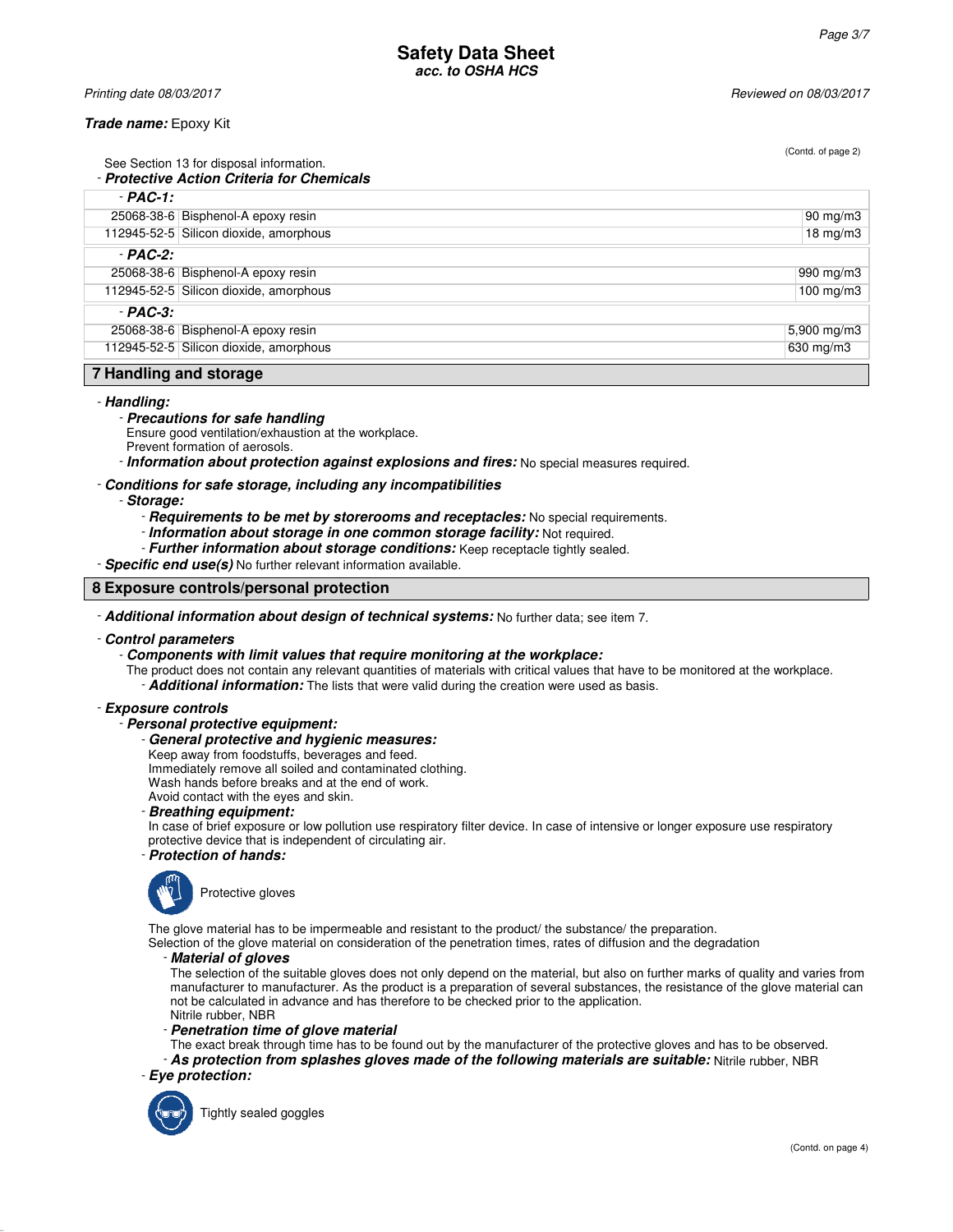**Safety Data Sheet**
*acc. to OSHA HCS*

*Printing date 08/03/2017* *Reviewed on 08/03/2017*

***Trade name:*** Epoxy Kit

(Contd. of page 2)

See Section 13 for disposal information.

- ***Protective Action Criteria for Chemicals***

| | | |
|---|---|---|
| **- PAC-1:** | | |
| 25068-38-6 | Bisphenol-A epoxy resin | 90 mg/m3 |
| 112945-52-5 | Silicon dioxide, amorphous | 18 mg/m3 |
| **- PAC-2:** | | |
| 25068-38-6 | Bisphenol-A epoxy resin | 990 mg/m3 |
| 112945-52-5 | Silicon dioxide, amorphous | 100 mg/m3 |
| **- PAC-3:** | | |
| 25068-38-6 | Bisphenol-A epoxy resin | 5,900 mg/m3 |
| 112945-52-5 | Silicon dioxide, amorphous | 630 mg/m3 |

## 7 Handling and storage

- ***Handling:***
  - ***Precautions for safe handling***
    Ensure good ventilation/exhaustion at the workplace.
    Prevent formation of aerosols.
  - ***Information about protection against explosions and fires:*** No special measures required.
- ***Conditions for safe storage, including any incompatibilities***
  - ***Storage:***
    - ***Requirements to be met by storerooms and receptacles:*** No special requirements.
    - ***Information about storage in one common storage facility:*** Not required.
    - ***Further information about storage conditions:*** Keep receptacle tightly sealed.
- ***Specific end use(s)*** No further relevant information available.

## 8 Exposure controls/personal protection

- ***Additional information about design of technical systems:*** No further data; see item 7.
- ***Control parameters***
  - ***Components with limit values that require monitoring at the workplace:***
    The product does not contain any relevant quantities of materials with critical values that have to be monitored at the workplace.
    - ***Additional information:*** The lists that were valid during the creation were used as basis.
- ***Exposure controls***
  - ***Personal protective equipment:***
    - ***General protective and hygienic measures:***
      Keep away from foodstuffs, beverages and feed.
      Immediately remove all soiled and contaminated clothing.
      Wash hands before breaks and at the end of work.
      Avoid contact with the eyes and skin.
    - ***Breathing equipment:***
      In case of brief exposure or low pollution use respiratory filter device. In case of intensive or longer exposure use respiratory protective device that is independent of circulating air.
    - ***Protection of hands:***
      Protective gloves
      The glove material has to be impermeable and resistant to the product/ the substance/ the preparation.
      Selection of the glove material on consideration of the penetration times, rates of diffusion and the degradation
      - ***Material of gloves***
        The selection of the suitable gloves does not only depend on the material, but also on further marks of quality and varies from manufacturer to manufacturer. As the product is a preparation of several substances, the resistance of the glove material can not be calculated in advance and has therefore to be checked prior to the application.
        Nitrile rubber, NBR
      - ***Penetration time of glove material***
        The exact break through time has to be found out by the manufacturer of the protective gloves and has to be observed.
      - ***As protection from splashes gloves made of the following materials are suitable:*** Nitrile rubber, NBR
    - ***Eye protection:***
      Tightly sealed goggles

(Contd. on page 4)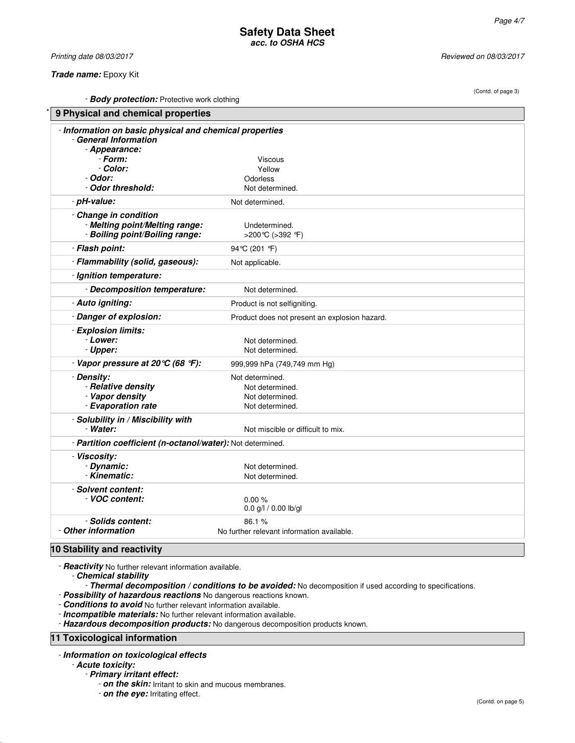**Trade name:** Epoxy Kit

(Contd. of page 3)

- **Body protection:** Protective work clothing

## * 9 Physical and chemical properties

- ***Information on basic physical and chemical properties***
  - ***General Information***
    - ***Appearance:***
      - ***Form:*** Viscous
      - ***Color:*** Yellow
    - ***Odor:*** Odorless
    - ***Odor threshold:*** Not determined.
  - ***pH-value:*** Not determined.
  - ***Change in condition***
    - ***Melting point/Melting range:*** Undetermined.
    - ***Boiling point/Boiling range:*** >200°C (>392 °F)
  - ***Flash point:*** 94°C (201 °F)
  - ***Flammability (solid, gaseous):*** Not applicable.
  - ***Ignition temperature:***
    - ***Decomposition temperature:*** Not determined.
  - ***Auto igniting:*** Product is not selfigniting.
  - ***Danger of explosion:*** Product does not present an explosion hazard.
  - ***Explosion limits:***
    - ***Lower:*** Not determined.
    - ***Upper:*** Not determined.
  - ***Vapor pressure at 20°C (68 °F):*** 999,999 hPa (749,749 mm Hg)
  - ***Density:*** Not determined.
    - ***Relative density*** Not determined.
    - ***Vapor density*** Not determined.
    - ***Evaporation rate*** Not determined.
  - ***Solubility in / Miscibility with***
    - ***Water:*** Not miscible or difficult to mix.
  - ***Partition coefficient (n-octanol/water):*** Not determined.
  - ***Viscosity:***
    - ***Dynamic:*** Not determined.
    - ***Kinematic:*** Not determined.
  - ***Solvent content:***
    - ***VOC content:*** 0.00 %
      0.0 g/l / 0.00 lb/gl
    - ***Solids content:*** 86.1 %
- ***Other information*** No further relevant information available.

## 10 Stability and reactivity

- ***Reactivity*** No further relevant information available.
  - ***Chemical stability***
    - ***Thermal decomposition / conditions to be avoided:*** No decomposition if used according to specifications.
- ***Possibility of hazardous reactions*** No dangerous reactions known.
- ***Conditions to avoid*** No further relevant information available.
- ***Incompatible materials:*** No further relevant information available.
- ***Hazardous decomposition products:*** No dangerous decomposition products known.

## 11 Toxicological information

- ***Information on toxicological effects***
  - ***Acute toxicity:***
    - ***Primary irritant effect:***
      - ***on the skin:*** Irritant to skin and mucous membranes.
      - ***on the eye:*** Irritating effect.

(Contd. on page 5)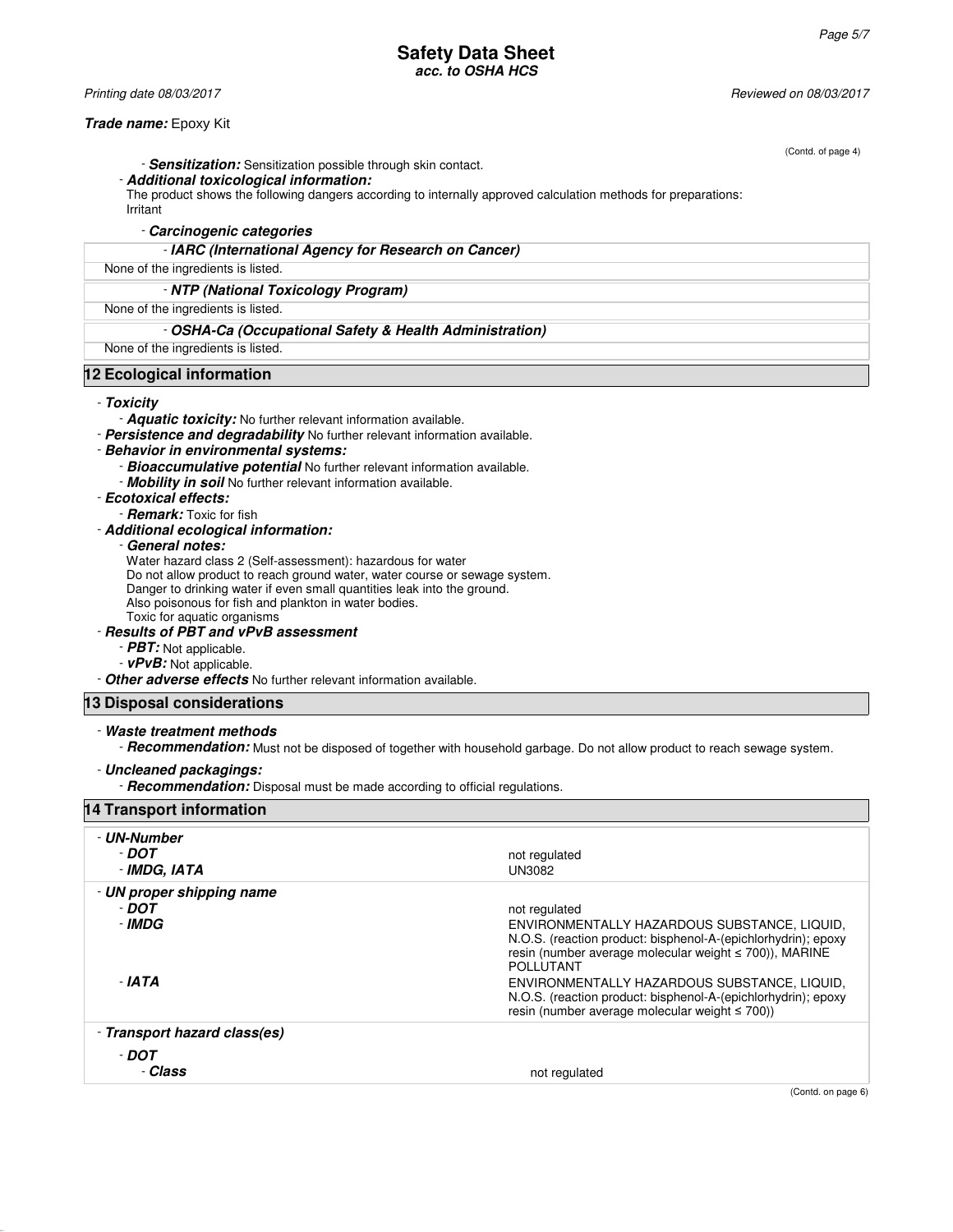(Contd. of page 4)

- **Sensitization:** Sensitization possible through skin contact.
- **Additional toxicological information:**
  The product shows the following dangers according to internally approved calculation methods for preparations:
  Irritant

- **Carcinogenic categories**

| - **IARC (International Agency for Research on Cancer)** |
|---|
| None of the ingredients is listed. |

| - **NTP (National Toxicology Program)** |
|---|
| None of the ingredients is listed. |

| - **OSHA-Ca (Occupational Safety & Health Administration)** |
|---|
| None of the ingredients is listed. |

## 12 Ecological information

- **Toxicity**
  - **Aquatic toxicity:** No further relevant information available.
- **Persistence and degradability** No further relevant information available.
- **Behavior in environmental systems:**
  - **Bioaccumulative potential** No further relevant information available.
  - **Mobility in soil** No further relevant information available.
- **Ecotoxical effects:**
  - **Remark:** Toxic for fish
- **Additional ecological information:**
  - **General notes:**
    Water hazard class 2 (Self-assessment): hazardous for water
    Do not allow product to reach ground water, water course or sewage system.
    Danger to drinking water if even small quantities leak into the ground.
    Also poisonous for fish and plankton in water bodies.
    Toxic for aquatic organisms
- **Results of PBT and vPvB assessment**
  - **PBT:** Not applicable.
  - **vPvB:** Not applicable.
- **Other adverse effects** No further relevant information available.

## 13 Disposal considerations

- **Waste treatment methods**
  - **Recommendation:** Must not be disposed of together with household garbage. Do not allow product to reach sewage system.
- **Uncleaned packagings:**
  - **Recommendation:** Disposal must be made according to official regulations.

## 14 Transport information

| | |
|---|---|
| - **UN-Number** | |
| - **DOT** | not regulated |
| - **IMDG, IATA** | UN3082 |
| - **UN proper shipping name** | |
| - **DOT** | not regulated |
| - **IMDG** | ENVIRONMENTALLY HAZARDOUS SUBSTANCE, LIQUID, N.O.S. (reaction product: bisphenol-A-(epichlorhydrin); epoxy resin (number average molecular weight ≤ 700)), MARINE POLLUTANT |
| - **IATA** | ENVIRONMENTALLY HAZARDOUS SUBSTANCE, LIQUID, N.O.S. (reaction product: bisphenol-A-(epichlorhydrin); epoxy resin (number average molecular weight ≤ 700)) |
| - **Transport hazard class(es)** | |
| - **DOT** | |
| - **Class** | not regulated |

(Contd. on page 6)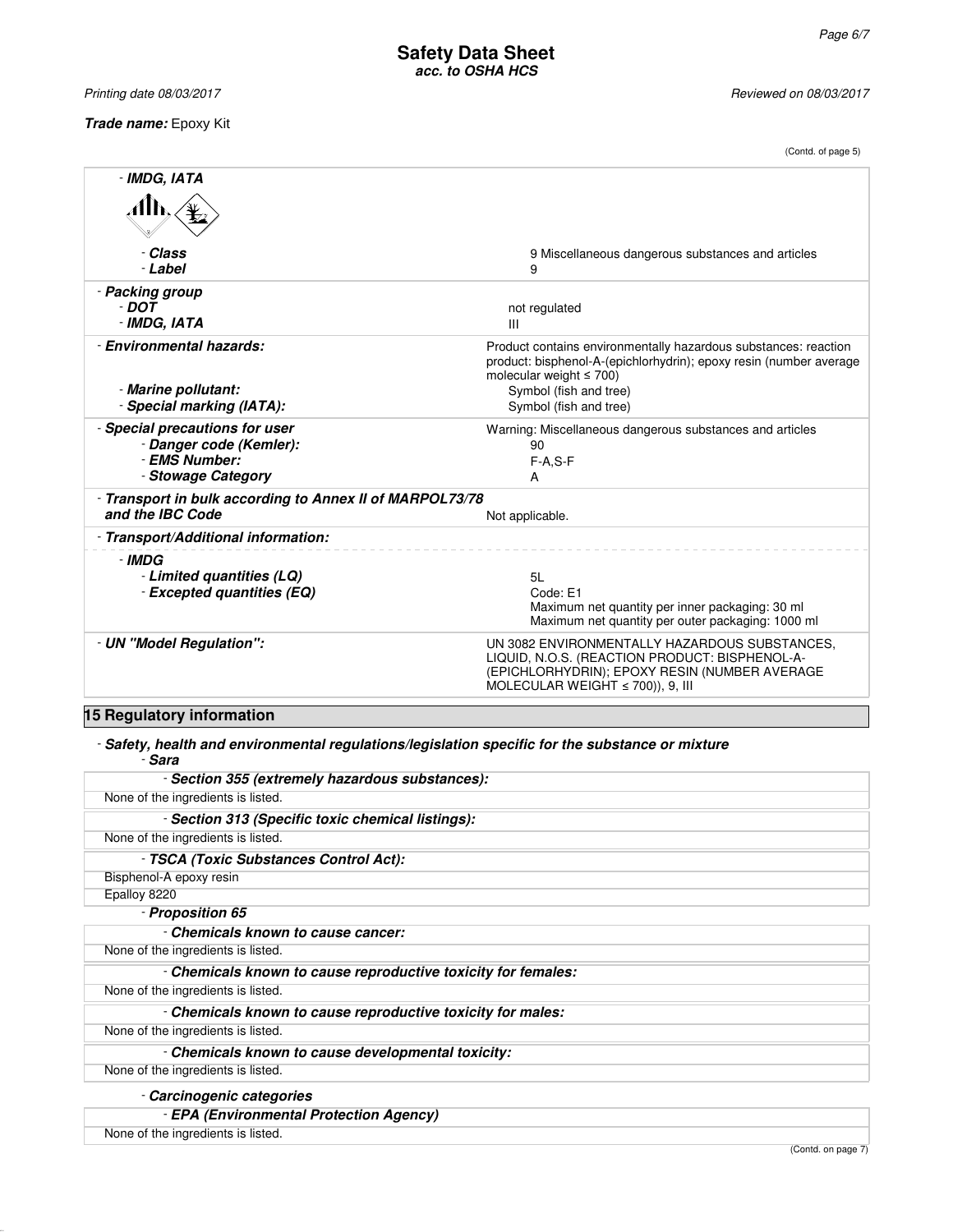**Safety Data Sheet**
***acc. to OSHA HCS***

*Printing date 08/03/2017* *Reviewed on 08/03/2017*

***Trade name:*** Epoxy Kit

(Contd. of page 5)

| | |
|---|---|
| - ***IMDG, IATA*** | |
| - ***Class*** | 9 Miscellaneous dangerous substances and articles |
| - ***Label*** | 9 |
| - ***Packing group*** | |
| - ***DOT*** | not regulated |
| - ***IMDG, IATA*** | III |
| - ***Environmental hazards:*** | Product contains environmentally hazardous substances: reaction product: bisphenol-A-(epichlorhydrin); epoxy resin (number average molecular weight ≤ 700) |
| - ***Marine pollutant:*** | Symbol (fish and tree) |
| - ***Special marking (IATA):*** | Symbol (fish and tree) |
| - ***Special precautions for user*** | Warning: Miscellaneous dangerous substances and articles |
| - ***Danger code (Kemler):*** | 90 |
| - ***EMS Number:*** | F-A,S-F |
| - ***Stowage Category*** | A |
| - ***Transport in bulk according to Annex II of MARPOL73/78 and the IBC Code*** | Not applicable. |
| - ***Transport/Additional information:*** | |
| - ***IMDG*** | |
| - ***Limited quantities (LQ)*** | 5L |
| - ***Excepted quantities (EQ)*** | Code: E1<br>Maximum net quantity per inner packaging: 30 ml<br>Maximum net quantity per outer packaging: 1000 ml |
| - ***UN "Model Regulation":*** | UN 3082 ENVIRONMENTALLY HAZARDOUS SUBSTANCES, LIQUID, N.O.S. (REACTION PRODUCT: BISPHENOL-A-(EPICHLORHYDRIN); EPOXY RESIN (NUMBER AVERAGE MOLECULAR WEIGHT ≤ 700)), 9, III |

## 15 Regulatory information

- ***Safety, health and environmental regulations/legislation specific for the substance or mixture***
  - ***Sara***

- ***Section 355 (extremely hazardous substances):***

None of the ingredients is listed.

- ***Section 313 (Specific toxic chemical listings):***

None of the ingredients is listed.

- ***TSCA (Toxic Substances Control Act):***

Bisphenol-A epoxy resin

Epalloy 8220

- ***Proposition 65***

- ***Chemicals known to cause cancer:***

None of the ingredients is listed.

- ***Chemicals known to cause reproductive toxicity for females:***

None of the ingredients is listed.

- ***Chemicals known to cause reproductive toxicity for males:***

None of the ingredients is listed.

- ***Chemicals known to cause developmental toxicity:***

None of the ingredients is listed.

- ***Carcinogenic categories***

- ***EPA (Environmental Protection Agency)***

None of the ingredients is listed.

(Contd. on page 7)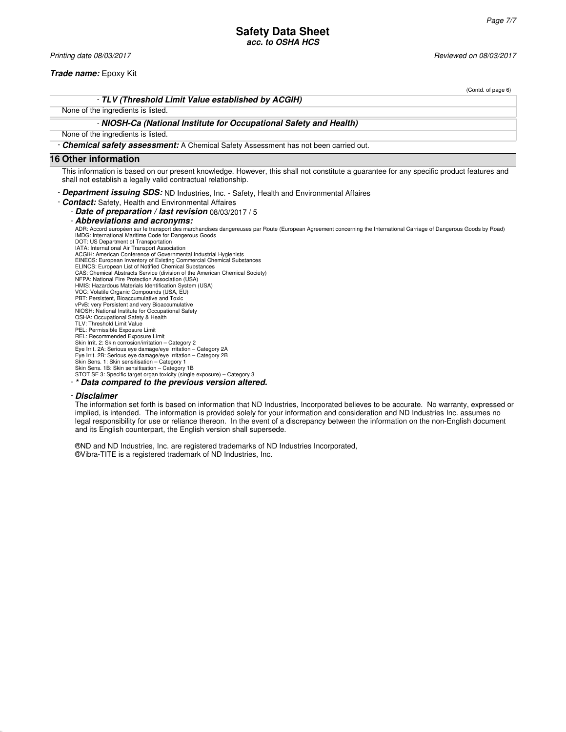(Contd. of page 6)

- ***TLV (Threshold Limit Value established by ACGIH)***

None of the ingredients is listed.

- ***NIOSH-Ca (National Institute for Occupational Safety and Health)***

None of the ingredients is listed.

- ***Chemical safety assessment:*** A Chemical Safety Assessment has not been carried out.

## 16 Other information

This information is based on our present knowledge. However, this shall not constitute a guarantee for any specific product features and shall not establish a legally valid contractual relationship.

- ***Department issuing SDS:*** ND Industries, Inc. - Safety, Health and Environmental Affaires
- ***Contact:*** Safety, Health and Environmental Affaires
  - ***Date of preparation / last revision*** 08/03/2017 / 5
  - ***Abbreviations and acronyms:***

    ADR: Accord européen sur le transport des marchandises dangereuses par Route (European Agreement concerning the International Carriage of Dangerous Goods by Road)
    IMDG: International Maritime Code for Dangerous Goods
    DOT: US Department of Transportation
    IATA: International Air Transport Association
    ACGIH: American Conference of Governmental Industrial Hygienists
    EINECS: European Inventory of Existing Commercial Chemical Substances
    ELINCS: European List of Notified Chemical Substances
    CAS: Chemical Abstracts Service (division of the American Chemical Society)
    NFPA: National Fire Protection Association (USA)
    HMIS: Hazardous Materials Identification System (USA)
    VOC: Volatile Organic Compounds (USA, EU)
    PBT: Persistent, Bioaccumulative and Toxic
    vPvB: very Persistent and very Bioaccumulative
    NIOSH: National Institute for Occupational Safety
    OSHA: Occupational Safety & Health
    TLV: Threshold Limit Value
    PEL: Permissible Exposure Limit
    REL: Recommended Exposure Limit
    Skin Irrit. 2: Skin corrosion/irritation – Category 2
    Eye Irrit. 2A: Serious eye damage/eye irritation – Category 2A
    Eye Irrit. 2B: Serious eye damage/eye irritation – Category 2B
    Skin Sens. 1: Skin sensitisation – Category 1
    Skin Sens. 1B: Skin sensitisation – Category 1B
    STOT SE 3: Specific target organ toxicity (single exposure) – Category 3
  - ***\* Data compared to the previous version altered.***

  - ***Disclaimer***

    The information set forth is based on information that ND Industries, Incorporated believes to be accurate. No warranty, expressed or implied, is intended. The information is provided solely for your information and consideration and ND Industries Inc. assumes no legal responsibility for use or reliance thereon. In the event of a discrepancy between the information on the non-English document and its English counterpart, the English version shall supersede.

    ®ND and ND Industries, Inc. are registered trademarks of ND Industries Incorporated,
    ®Vibra-TITE is a registered trademark of ND Industries, Inc.